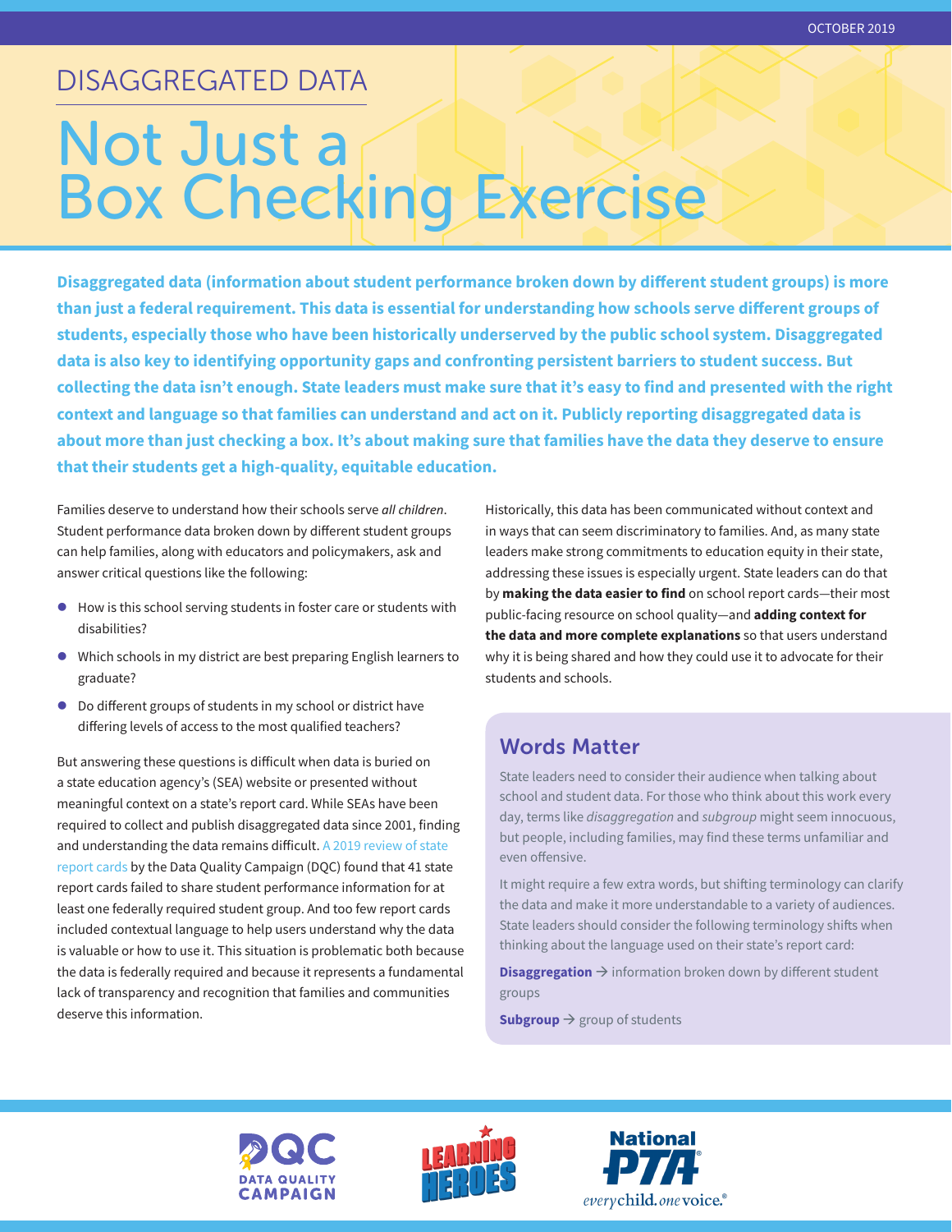OCTOBER 2019

## DISAGGREGATED DATA

# Not Just a Box Checking Exercise

**Disaggregated data (information about student performance broken down by different student groups) is more than just a federal requirement. This data is essential for understanding how schools serve different groups of students, especially those who have been historically underserved by the public school system. Disaggregated data is also key to identifying opportunity gaps and confronting persistent barriers to student success. But collecting the data isn't enough. State leaders must make sure that it's easy to find and presented with the right context and language so that families can understand and act on it. Publicly reporting disaggregated data is about more than just checking a box. It's about making sure that families have the data they deserve to ensure that their students get a high-quality, equitable education.**

Families deserve to understand how their schools serve *all children*. Student performance data broken down by different student groups can help families, along with educators and policymakers, ask and answer critical questions like the following:

- How is this school serving students in foster care or students with disabilities?
- Which schools in my district are best preparing English learners to graduate?
- Do different groups of students in my school or district have differing levels of access to the most qualified teachers?

But answering these questions is difficult when data is buried on a state education agency's (SEA) website or presented without meaningful context on a state's report card. While SEAs have been required to collect and publish disaggregated data since 2001, finding and understanding the data remains difficult. A 2019 review of state report cards by the Data Quality Campaign (DQC) found that 41 state report cards failed to share student performance information for at least one federally required student group. And too few report cards included contextual language to help users understand why the data is valuable or how to use it. This situation is problematic both because the data is federally required and because it represents a fundamental lack of transparency and recognition that families and communities deserve this information.

Historically, this data has been communicated without context and in ways that can seem discriminatory to families. And, as many state leaders make strong commitments to education equity in their state, addressing these issues is especially urgent. State leaders can do that by **making the data easier to find** on school report cards—their most public-facing resource on school quality—and **adding context for the data and more complete explanations** so that users understand why it is being shared and how they could use it to advocate for their students and schools.

### Words Matter

State leaders need to consider their audience when talking about school and student data. For those who think about this work every day, terms like *disaggregation* and *subgroup* might seem innocuous, but people, including families, may find these terms unfamiliar and even offensive.

It might require a few extra words, but shifting terminology can clarify the data and make it more understandable to a variety of audiences. State leaders should consider the following terminology shifts when thinking about the language used on their state's report card:

**Disaggregation** → information broken down by different student groups

**Subgroup** → group of students

DQC DATA QUALITY CAMPAIGN · LEARNING HEROES · National PTA everychild.onevoice.®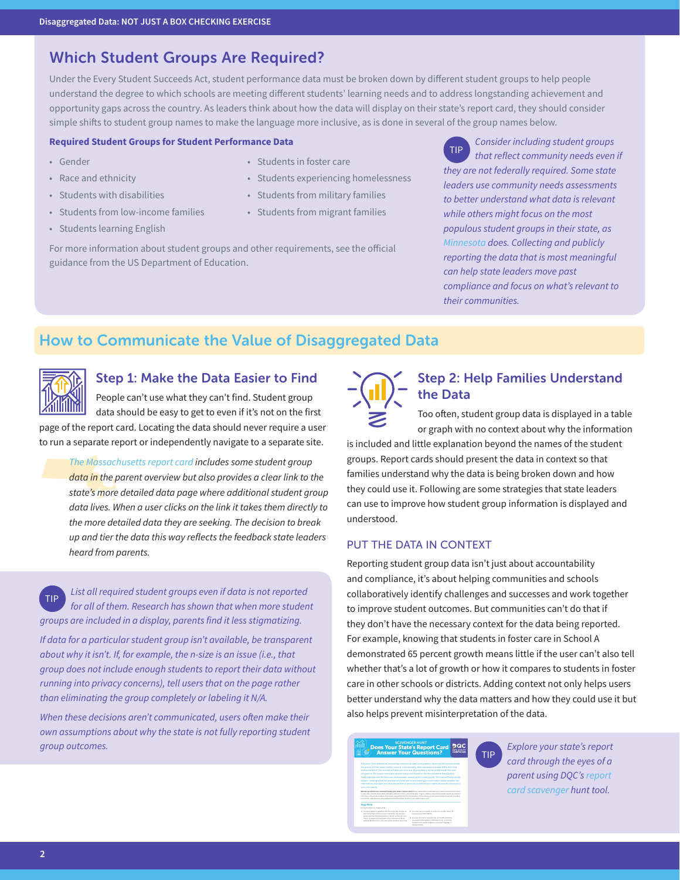## Which Student Groups Are Required?

Under the Every Student Succeeds Act, student performance data must be broken down by different student groups to help people understand the degree to which schools are meeting different students' learning needs and to address longstanding achievement and opportunity gaps across the country. As leaders think about how the data will display on their state's report card, they should consider simple shifts to student group names to make the language more inclusive, as is done in several of the group names below.

**Required Student Groups for Student Performance Data**

- Gender
- Race and ethnicity
- Students with disabilities
- Students from low-income families
- Students learning English
- Students in foster care
- Students experiencing homelessness
- Students from military families
- Students from migrant families

For more information about student groups and other requirements, see the official guidance from the US Department of Education.

TIP *Consider including student groups that reflect community needs even if they are not federally required. Some state leaders use community needs assessments to better understand what data is relevant while others might focus on the most populous student groups in their state, as Minnesota does. Collecting and publicly reporting the data that is most meaningful can help state leaders move past compliance and focus on what's relevant to their communities.*

## How to Communicate the Value of Disaggregated Data

### Step 1: Make the Data Easier to Find

People can't use what they can't find. Student group data should be easy to get to even if it's not on the first page of the report card. Locating the data should never require a user to run a separate report or independently navigate to a separate site.

*The Massachusetts report card includes some student group data in the parent overview but also provides a clear link to the state's more detailed data page where additional student group data lives. When a user clicks on the link it takes them directly to the more detailed data they are seeking. The decision to break up and tier the data this way reflects the feedback state leaders heard from parents.*

TIP *List all required student groups even if data is not reported for all of them. Research has shown that when more student groups are included in a display, parents find it less stigmatizing.*

*If data for a particular student group isn't available, be transparent about why it isn't. If, for example, the n-size is an issue (i.e., that group does not include enough students to report their data without running into privacy concerns), tell users that on the page rather than eliminating the group completely or labeling it N/A.*

*When these decisions aren't communicated, users often make their own assumptions about why the state is not fully reporting student group outcomes.*

### Step 2: Help Families Understand the Data

Too often, student group data is displayed in a table or graph with no context about why the information is included and little explanation beyond the names of the student groups. Report cards should present the data in context so that families understand why the data is being broken down and how they could use it. Following are some strategies that state leaders can use to improve how student group information is displayed and understood.

#### PUT THE DATA IN CONTEXT

Reporting student group data isn't just about accountability and compliance, it's about helping communities and schools collaboratively identify challenges and successes and work together to improve student outcomes. But communities can't do that if they don't have the necessary context for the data being reported. For example, knowing that students in foster care in School A demonstrated 65 percent growth means little if the user can't also tell whether that's a lot of growth or how it compares to students in foster care in other schools or districts. Adding context not only helps users better understand why the data matters and how they could use it but also helps prevent misinterpretation of the data.

TIP *Explore your state's report card through the eyes of a parent using DQC's report card scavenger hunt tool.*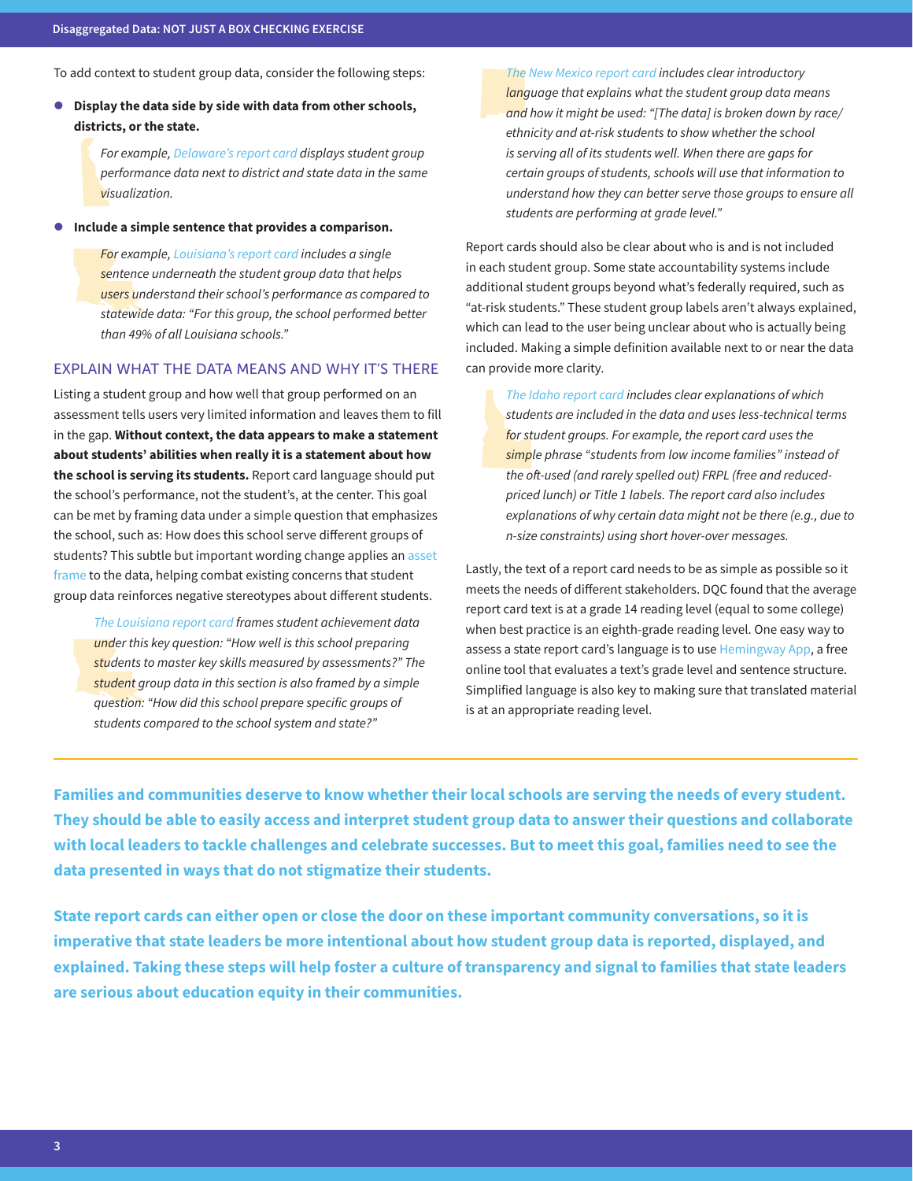To add context to student group data, consider the following steps:

- **Display the data side by side with data from other schools, districts, or the state.**

  *For example, Delaware's report card displays student group performance data next to district and state data in the same visualization.*

- **Include a simple sentence that provides a comparison.**

  *For example, Louisiana's report card includes a single sentence underneath the student group data that helps users understand their school's performance as compared to statewide data: "For this group, the school performed better than 49% of all Louisiana schools."*

## EXPLAIN WHAT THE DATA MEANS AND WHY IT'S THERE

Listing a student group and how well that group performed on an assessment tells users very limited information and leaves them to fill in the gap. **Without context, the data appears to make a statement about students' abilities when really it is a statement about how the school is serving its students.** Report card language should put the school's performance, not the student's, at the center. This goal can be met by framing data under a simple question that emphasizes the school, such as: How does this school serve different groups of students? This subtle but important wording change applies an asset frame to the data, helping combat existing concerns that student group data reinforces negative stereotypes about different students.

*The Louisiana report card frames student achievement data under this key question: "How well is this school preparing students to master key skills measured by assessments?" The student group data in this section is also framed by a simple question: "How did this school prepare specific groups of students compared to the school system and state?"*

*The New Mexico report card includes clear introductory language that explains what the student group data means and how it might be used: "[The data] is broken down by race/ethnicity and at-risk students to show whether the school is serving all of its students well. When there are gaps for certain groups of students, schools will use that information to understand how they can better serve those groups to ensure all students are performing at grade level."*

Report cards should also be clear about who is and is not included in each student group. Some state accountability systems include additional student groups beyond what's federally required, such as "at-risk students." These student group labels aren't always explained, which can lead to the user being unclear about who is actually being included. Making a simple definition available next to or near the data can provide more clarity.

*The Idaho report card includes clear explanations of which students are included in the data and uses less-technical terms for student groups. For example, the report card uses the simple phrase "students from low income families" instead of the oft-used (and rarely spelled out) FRPL (free and reduced-priced lunch) or Title 1 labels. The report card also includes explanations of why certain data might not be there (e.g., due to n-size constraints) using short hover-over messages.*

Lastly, the text of a report card needs to be as simple as possible so it meets the needs of different stakeholders. DQC found that the average report card text is at a grade 14 reading level (equal to some college) when best practice is an eighth-grade reading level. One easy way to assess a state report card's language is to use Hemingway App, a free online tool that evaluates a text's grade level and sentence structure. Simplified language is also key to making sure that translated material is at an appropriate reading level.

---

**Families and communities deserve to know whether their local schools are serving the needs of every student. They should be able to easily access and interpret student group data to answer their questions and collaborate with local leaders to tackle challenges and celebrate successes. But to meet this goal, families need to see the data presented in ways that do not stigmatize their students.**

**State report cards can either open or close the door on these important community conversations, so it is imperative that state leaders be more intentional about how student group data is reported, displayed, and explained. Taking these steps will help foster a culture of transparency and signal to families that state leaders are serious about education equity in their communities.**